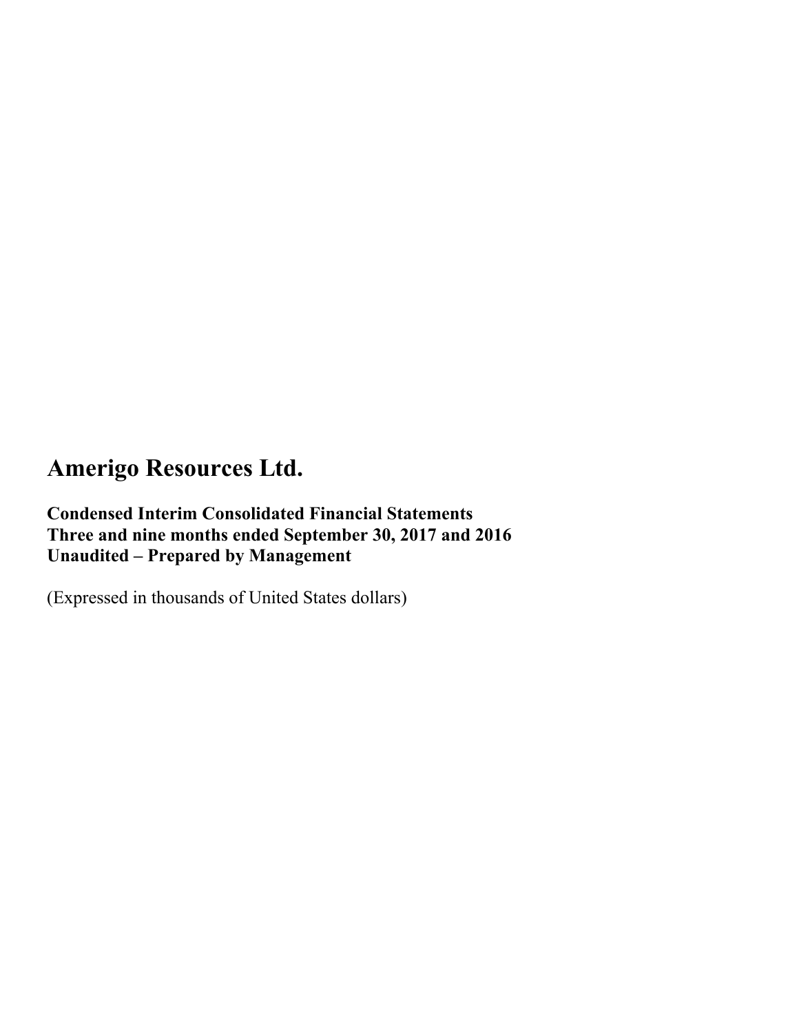# Amerigo Resources Ltd.

**Condensed Interim Consolidated Financial Statements**
**Three and nine months ended September 30, 2017 and 2016**
**Unaudited – Prepared by Management**

(Expressed in thousands of United States dollars)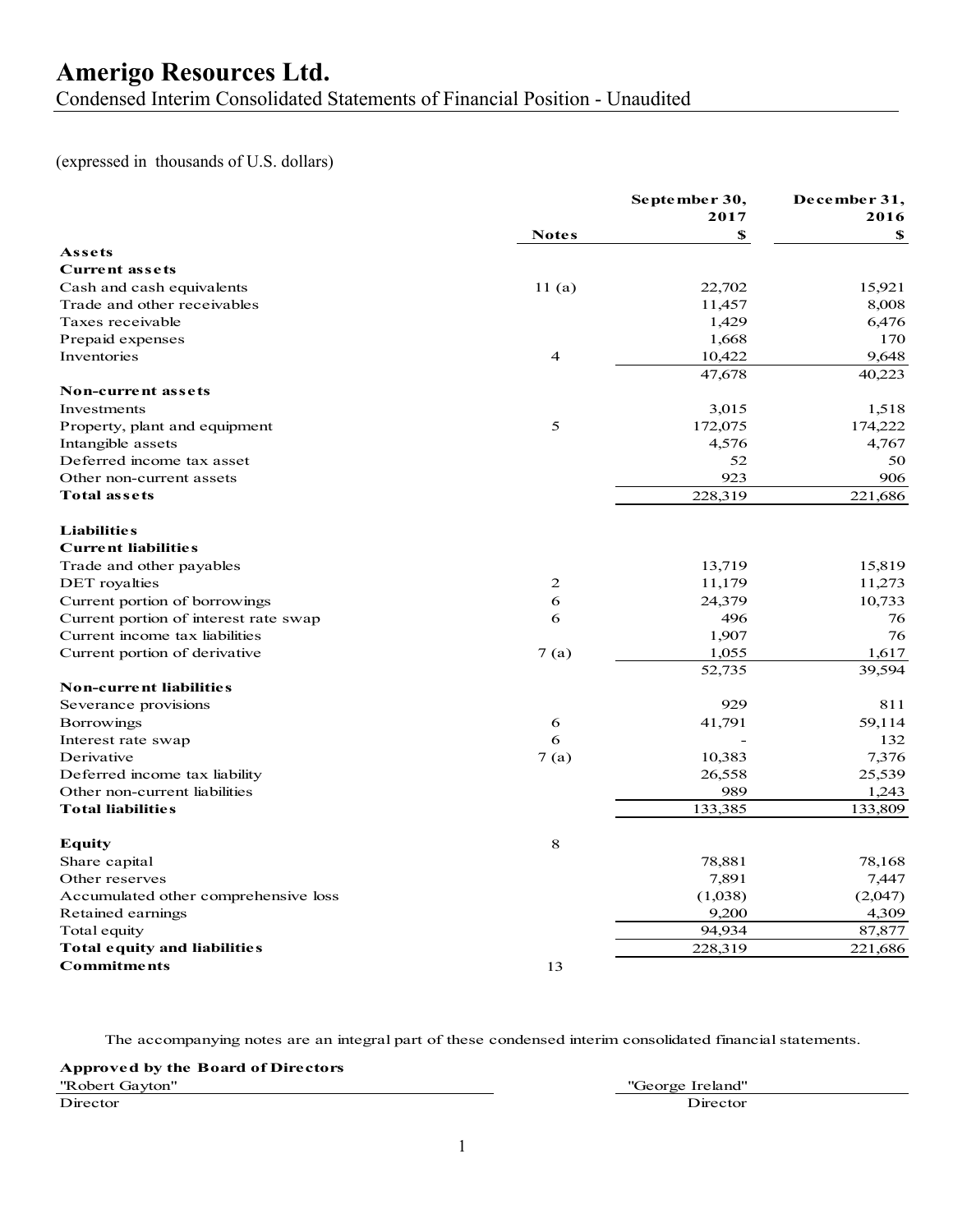# Amerigo Resources Ltd.

Condensed Interim Consolidated Statements of Financial Position - Unaudited

(expressed in thousands of U.S. dollars)

| | Notes | September 30, 2017 $ | December 31, 2016 $ |
|---|---|---|---|
| **Assets** | | | |
| **Current assets** | | | |
| Cash and cash equivalents | 11 (a) | 22,702 | 15,921 |
| Trade and other receivables | | 11,457 | 8,008 |
| Taxes receivable | | 1,429 | 6,476 |
| Prepaid expenses | | 1,668 | 170 |
| Inventories | 4 | 10,422 | 9,648 |
| | | 47,678 | 40,223 |
| **Non-current assets** | | | |
| Investments | | 3,015 | 1,518 |
| Property, plant and equipment | 5 | 172,075 | 174,222 |
| Intangible assets | | 4,576 | 4,767 |
| Deferred income tax asset | | 52 | 50 |
| Other non-current assets | | 923 | 906 |
| **Total assets** | | 228,319 | 221,686 |
| **Liabilities** | | | |
| **Current liabilities** | | | |
| Trade and other payables | | 13,719 | 15,819 |
| DET royalties | 2 | 11,179 | 11,273 |
| Current portion of borrowings | 6 | 24,379 | 10,733 |
| Current portion of interest rate swap | 6 | 496 | 76 |
| Current income tax liabilities | | 1,907 | 76 |
| Current portion of derivative | 7 (a) | 1,055 | 1,617 |
| | | 52,735 | 39,594 |
| **Non-current liabilities** | | | |
| Severance provisions | | 929 | 811 |
| Borrowings | 6 | 41,791 | 59,114 |
| Interest rate swap | 6 | - | 132 |
| Derivative | 7 (a) | 10,383 | 7,376 |
| Deferred income tax liability | | 26,558 | 25,539 |
| Other non-current liabilities | | 989 | 1,243 |
| **Total liabilities** | | 133,385 | 133,809 |
| **Equity** | 8 | | |
| Share capital | | 78,881 | 78,168 |
| Other reserves | | 7,891 | 7,447 |
| Accumulated other comprehensive loss | | (1,038) | (2,047) |
| Retained earnings | | 9,200 | 4,309 |
| Total equity | | 94,934 | 87,877 |
| **Total equity and liabilities** | | 228,319 | 221,686 |
| **Commitments** | 13 | | |

The accompanying notes are an integral part of these condensed interim consolidated financial statements.

**Approved by the Board of Directors**

"Robert Gayton"
Director

"George Ireland"
Director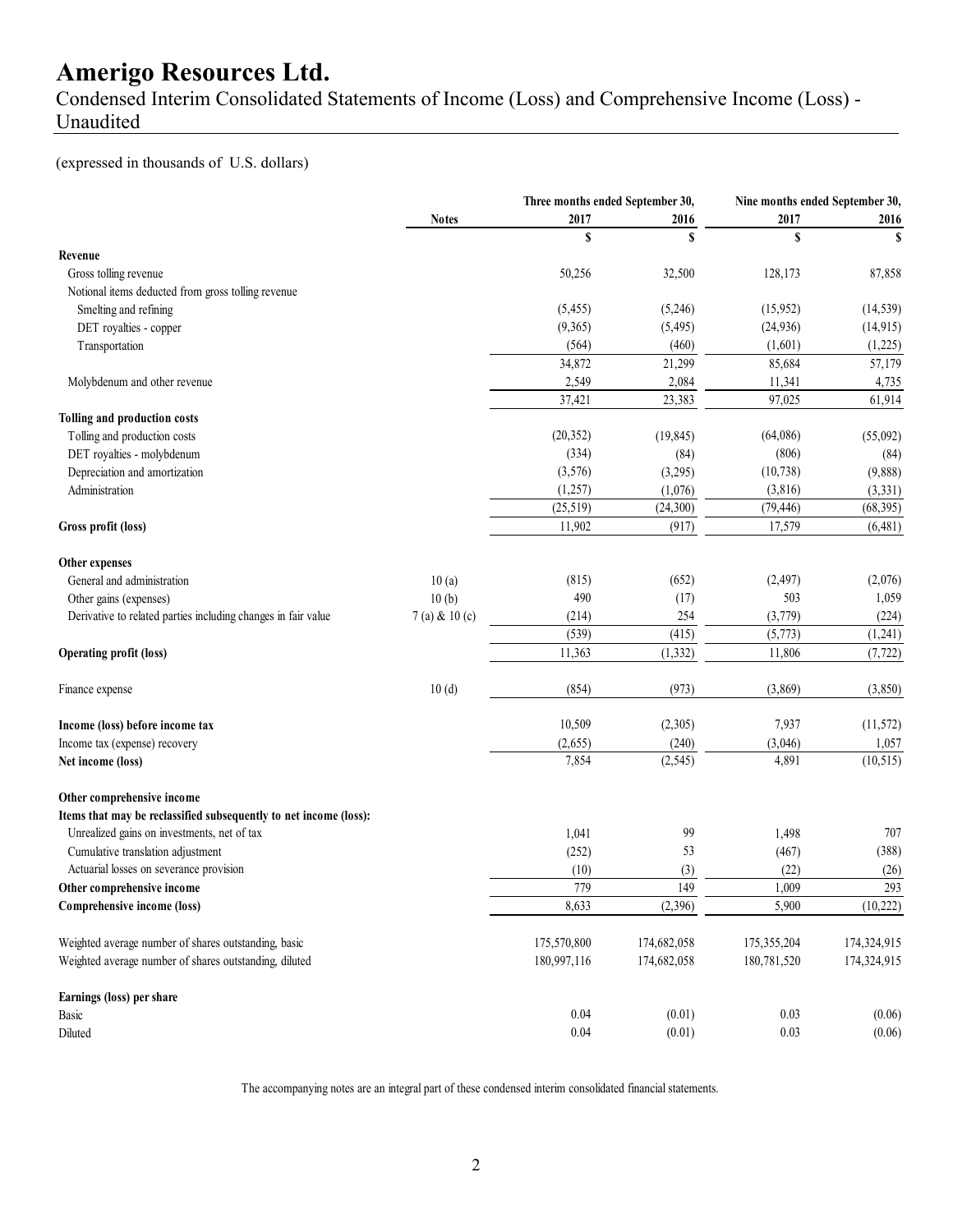# Amerigo Resources Ltd.

Condensed Interim Consolidated Statements of Income (Loss) and Comprehensive Income (Loss) - Unaudited

(expressed in thousands of U.S. dollars)

| | Notes | Three months ended September 30, 2017 | Three months ended September 30, 2016 | Nine months ended September 30, 2017 | Nine months ended September 30, 2016 |
|---|---|---|---|---|---|
| | | $ | $ | $ | $ |
| **Revenue** | | | | | |
| Gross tolling revenue | | 50,256 | 32,500 | 128,173 | 87,858 |
| Notional items deducted from gross tolling revenue | | | | | |
| Smelting and refining | | (5,455) | (5,246) | (15,952) | (14,539) |
| DET royalties - copper | | (9,365) | (5,495) | (24,936) | (14,915) |
| Transportation | | (564) | (460) | (1,601) | (1,225) |
| | | 34,872 | 21,299 | 85,684 | 57,179 |
| Molybdenum and other revenue | | 2,549 | 2,084 | 11,341 | 4,735 |
| | | 37,421 | 23,383 | 97,025 | 61,914 |
| **Tolling and production costs** | | | | | |
| Tolling and production costs | | (20,352) | (19,845) | (64,086) | (55,092) |
| DET royalties - molybdenum | | (334) | (84) | (806) | (84) |
| Depreciation and amortization | | (3,576) | (3,295) | (10,738) | (9,888) |
| Administration | | (1,257) | (1,076) | (3,816) | (3,331) |
| | | (25,519) | (24,300) | (79,446) | (68,395) |
| **Gross profit (loss)** | | 11,902 | (917) | 17,579 | (6,481) |
| **Other expenses** | | | | | |
| General and administration | 10 (a) | (815) | (652) | (2,497) | (2,076) |
| Other gains (expenses) | 10 (b) | 490 | (17) | 503 | 1,059 |
| Derivative to related parties including changes in fair value | 7 (a) & 10 (c) | (214) | 254 | (3,779) | (224) |
| | | (539) | (415) | (5,773) | (1,241) |
| **Operating profit (loss)** | | 11,363 | (1,332) | 11,806 | (7,722) |
| Finance expense | 10 (d) | (854) | (973) | (3,869) | (3,850) |
| **Income (loss) before income tax** | | 10,509 | (2,305) | 7,937 | (11,572) |
| Income tax (expense) recovery | | (2,655) | (240) | (3,046) | 1,057 |
| **Net income (loss)** | | 7,854 | (2,545) | 4,891 | (10,515) |
| **Other comprehensive income** | | | | | |
| **Items that may be reclassified subsequently to net income (loss):** | | | | | |
| Unrealized gains on investments, net of tax | | 1,041 | 99 | 1,498 | 707 |
| Cumulative translation adjustment | | (252) | 53 | (467) | (388) |
| Actuarial losses on severance provision | | (10) | (3) | (22) | (26) |
| **Other comprehensive income** | | 779 | 149 | 1,009 | 293 |
| **Comprehensive income (loss)** | | 8,633 | (2,396) | 5,900 | (10,222) |
| Weighted average number of shares outstanding, basic | | 175,570,800 | 174,682,058 | 175,355,204 | 174,324,915 |
| Weighted average number of shares outstanding, diluted | | 180,997,116 | 174,682,058 | 180,781,520 | 174,324,915 |
| **Earnings (loss) per share** | | | | | |
| Basic | | 0.04 | (0.01) | 0.03 | (0.06) |
| Diluted | | 0.04 | (0.01) | 0.03 | (0.06) |

The accompanying notes are an integral part of these condensed interim consolidated financial statements.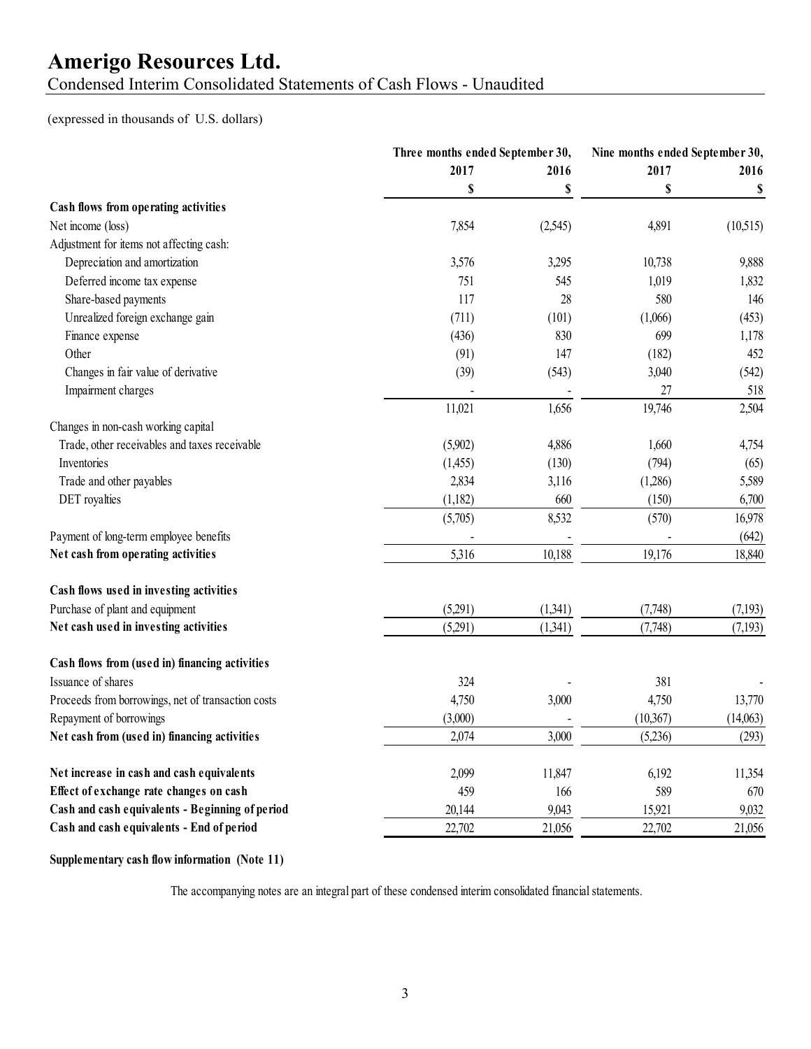# Amerigo Resources Ltd.

Condensed Interim Consolidated Statements of Cash Flows - Unaudited

(expressed in thousands of U.S. dollars)

| | Three months ended September 30, | | Nine months ended September 30, | |
|---|---|---|---|---|
| | 2017 | 2016 | 2017 | 2016 |
| | $ | $ | $ | $ |
| **Cash flows from operating activities** | | | | |
| Net income (loss) | 7,854 | (2,545) | 4,891 | (10,515) |
| Adjustment for items not affecting cash: | | | | |
| Depreciation and amortization | 3,576 | 3,295 | 10,738 | 9,888 |
| Deferred income tax expense | 751 | 545 | 1,019 | 1,832 |
| Share-based payments | 117 | 28 | 580 | 146 |
| Unrealized foreign exchange gain | (711) | (101) | (1,066) | (453) |
| Finance expense | (436) | 830 | 699 | 1,178 |
| Other | (91) | 147 | (182) | 452 |
| Changes in fair value of derivative | (39) | (543) | 3,040 | (542) |
| Impairment charges | - | - | 27 | 518 |
| | 11,021 | 1,656 | 19,746 | 2,504 |
| Changes in non-cash working capital | | | | |
| Trade, other receivables and taxes receivable | (5,902) | 4,886 | 1,660 | 4,754 |
| Inventories | (1,455) | (130) | (794) | (65) |
| Trade and other payables | 2,834 | 3,116 | (1,286) | 5,589 |
| DET royalties | (1,182) | 660 | (150) | 6,700 |
| | (5,705) | 8,532 | (570) | 16,978 |
| Payment of long-term employee benefits | - | - | - | (642) |
| **Net cash from operating activities** | 5,316 | 10,188 | 19,176 | 18,840 |
| | | | | |
| **Cash flows used in investing activities** | | | | |
| Purchase of plant and equipment | (5,291) | (1,341) | (7,748) | (7,193) |
| **Net cash used in investing activities** | (5,291) | (1,341) | (7,748) | (7,193) |
| | | | | |
| **Cash flows from (used in) financing activities** | | | | |
| Issuance of shares | 324 | - | 381 | - |
| Proceeds from borrowings, net of transaction costs | 4,750 | 3,000 | 4,750 | 13,770 |
| Repayment of borrowings | (3,000) | - | (10,367) | (14,063) |
| **Net cash from (used in) financing activities** | 2,074 | 3,000 | (5,236) | (293) |
| | | | | |
| **Net increase in cash and cash equivalents** | 2,099 | 11,847 | 6,192 | 11,354 |
| **Effect of exchange rate changes on cash** | 459 | 166 | 589 | 670 |
| **Cash and cash equivalents - Beginning of period** | 20,144 | 9,043 | 15,921 | 9,032 |
| **Cash and cash equivalents - End of period** | 22,702 | 21,056 | 22,702 | 21,056 |

**Supplementary cash flow information (Note 11)**

The accompanying notes are an integral part of these condensed interim consolidated financial statements.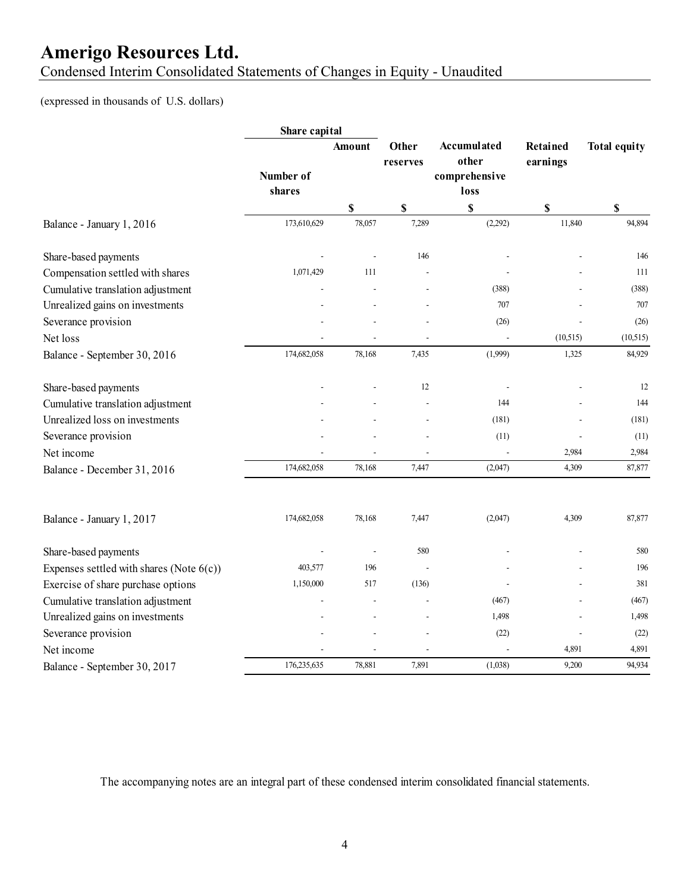# Amerigo Resources Ltd.

Condensed Interim Consolidated Statements of Changes in Equity - Unaudited

(expressed in thousands of U.S. dollars)

| | Share capital | | Other reserves | Accumulated other comprehensive loss | Retained earnings | Total equity |
|---|---|---|---|---|---|---|
| | Number of shares | Amount | | | | |
| | | $ | $ | $ | $ | $ |
| Balance - January 1, 2016 | 173,610,629 | 78,057 | 7,289 | (2,292) | 11,840 | 94,894 |
| Share-based payments | - | - | 146 | - | - | 146 |
| Compensation settled with shares | 1,071,429 | 111 | - | - | - | 111 |
| Cumulative translation adjustment | - | - | - | (388) | - | (388) |
| Unrealized gains on investments | - | - | - | 707 | - | 707 |
| Severance provision | - | - | - | (26) | - | (26) |
| Net loss | - | - | - | - | (10,515) | (10,515) |
| Balance - September 30, 2016 | 174,682,058 | 78,168 | 7,435 | (1,999) | 1,325 | 84,929 |
| Share-based payments | - | - | 12 | - | - | 12 |
| Cumulative translation adjustment | - | - | - | 144 | - | 144 |
| Unrealized loss on investments | - | - | - | (181) | - | (181) |
| Severance provision | - | - | - | (11) | - | (11) |
| Net income | - | - | - | - | 2,984 | 2,984 |
| Balance - December 31, 2016 | 174,682,058 | 78,168 | 7,447 | (2,047) | 4,309 | 87,877 |
| | | | | | | |
| Balance - January 1, 2017 | 174,682,058 | 78,168 | 7,447 | (2,047) | 4,309 | 87,877 |
| Share-based payments | - | - | 580 | - | - | 580 |
| Expenses settled with shares (Note 6(c)) | 403,577 | 196 | - | - | - | 196 |
| Exercise of share purchase options | 1,150,000 | 517 | (136) | - | - | 381 |
| Cumulative translation adjustment | - | - | - | (467) | - | (467) |
| Unrealized gains on investments | - | - | - | 1,498 | - | 1,498 |
| Severance provision | - | - | - | (22) | - | (22) |
| Net income | - | - | - | - | 4,891 | 4,891 |
| Balance - September 30, 2017 | 176,235,635 | 78,881 | 7,891 | (1,038) | 9,200 | 94,934 |

The accompanying notes are an integral part of these condensed interim consolidated financial statements.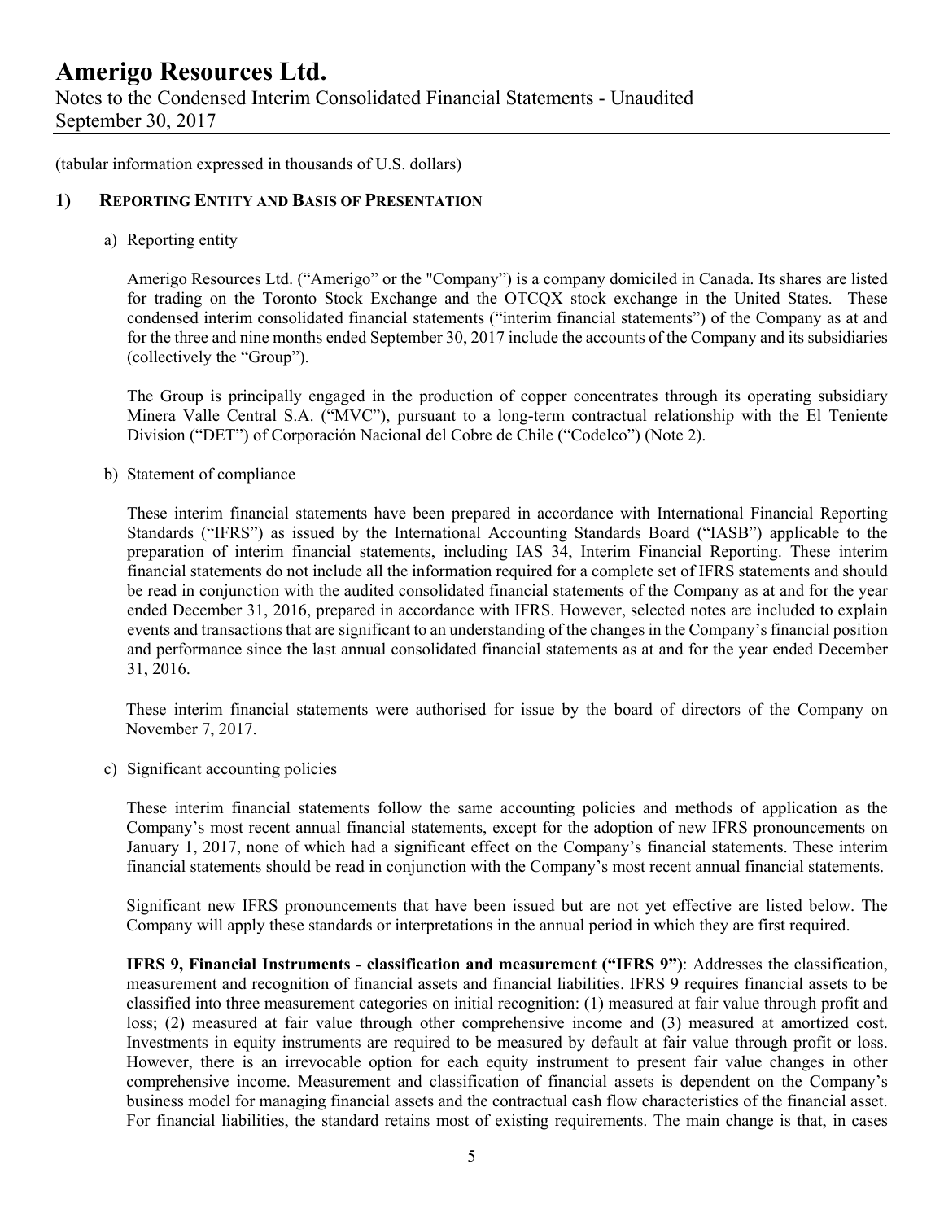(tabular information expressed in thousands of U.S. dollars)

## 1) Reporting Entity and Basis of Presentation

a) Reporting entity

Amerigo Resources Ltd. ("Amerigo" or the "Company") is a company domiciled in Canada. Its shares are listed for trading on the Toronto Stock Exchange and the OTCQX stock exchange in the United States. These condensed interim consolidated financial statements ("interim financial statements") of the Company as at and for the three and nine months ended September 30, 2017 include the accounts of the Company and its subsidiaries (collectively the "Group").

The Group is principally engaged in the production of copper concentrates through its operating subsidiary Minera Valle Central S.A. ("MVC"), pursuant to a long-term contractual relationship with the El Teniente Division ("DET") of Corporación Nacional del Cobre de Chile ("Codelco") (Note 2).

b) Statement of compliance

These interim financial statements have been prepared in accordance with International Financial Reporting Standards ("IFRS") as issued by the International Accounting Standards Board ("IASB") applicable to the preparation of interim financial statements, including IAS 34, Interim Financial Reporting. These interim financial statements do not include all the information required for a complete set of IFRS statements and should be read in conjunction with the audited consolidated financial statements of the Company as at and for the year ended December 31, 2016, prepared in accordance with IFRS. However, selected notes are included to explain events and transactions that are significant to an understanding of the changes in the Company's financial position and performance since the last annual consolidated financial statements as at and for the year ended December 31, 2016.

These interim financial statements were authorised for issue by the board of directors of the Company on November 7, 2017.

c) Significant accounting policies

These interim financial statements follow the same accounting policies and methods of application as the Company's most recent annual financial statements, except for the adoption of new IFRS pronouncements on January 1, 2017, none of which had a significant effect on the Company's financial statements. These interim financial statements should be read in conjunction with the Company's most recent annual financial statements.

Significant new IFRS pronouncements that have been issued but are not yet effective are listed below. The Company will apply these standards or interpretations in the annual period in which they are first required.

**IFRS 9, Financial Instruments - classification and measurement ("IFRS 9")**: Addresses the classification, measurement and recognition of financial assets and financial liabilities. IFRS 9 requires financial assets to be classified into three measurement categories on initial recognition: (1) measured at fair value through profit and loss; (2) measured at fair value through other comprehensive income and (3) measured at amortized cost. Investments in equity instruments are required to be measured by default at fair value through profit or loss. However, there is an irrevocable option for each equity instrument to present fair value changes in other comprehensive income. Measurement and classification of financial assets is dependent on the Company's business model for managing financial assets and the contractual cash flow characteristics of the financial asset. For financial liabilities, the standard retains most of existing requirements. The main change is that, in cases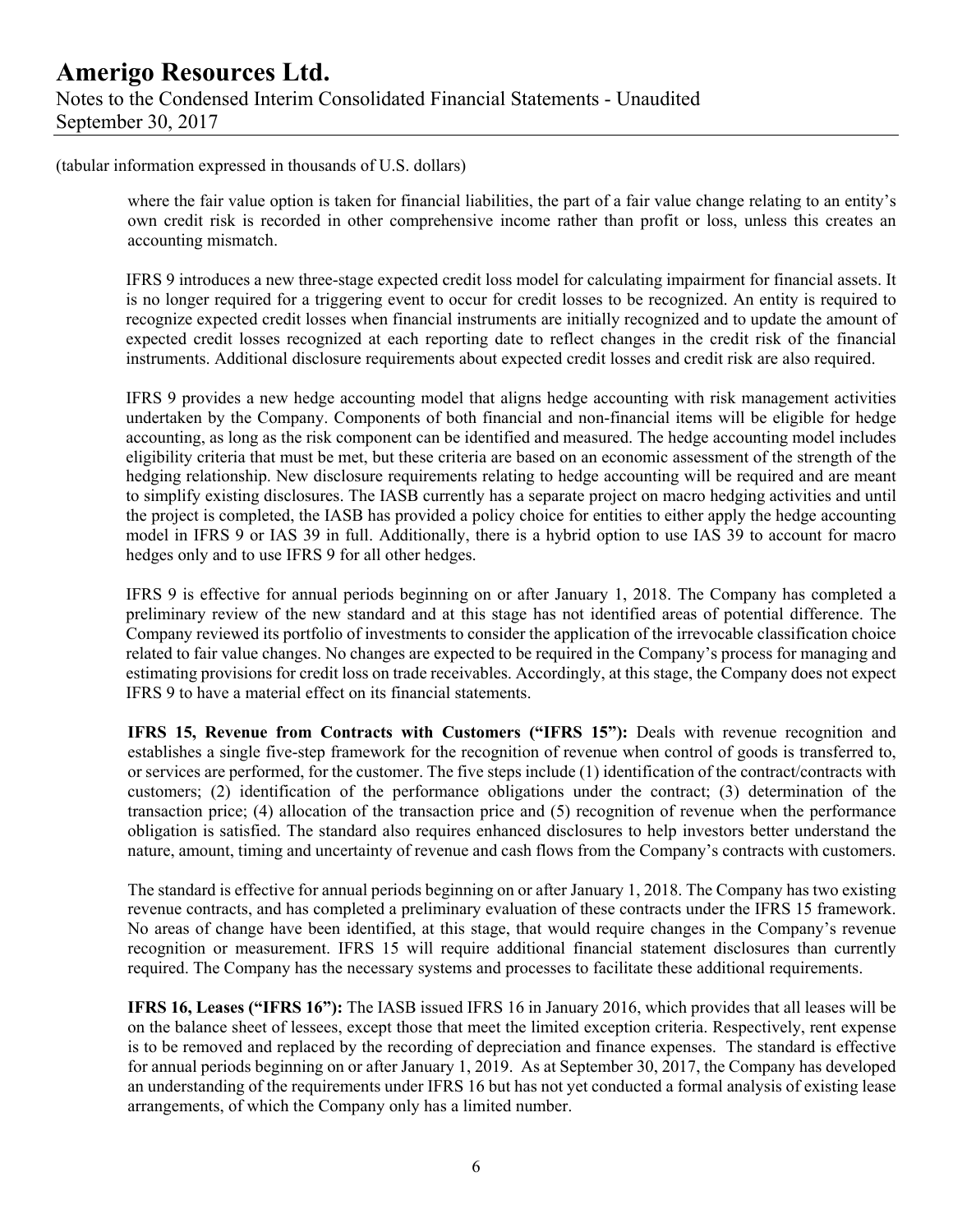(tabular information expressed in thousands of U.S. dollars)

where the fair value option is taken for financial liabilities, the part of a fair value change relating to an entity's own credit risk is recorded in other comprehensive income rather than profit or loss, unless this creates an accounting mismatch.

IFRS 9 introduces a new three-stage expected credit loss model for calculating impairment for financial assets. It is no longer required for a triggering event to occur for credit losses to be recognized. An entity is required to recognize expected credit losses when financial instruments are initially recognized and to update the amount of expected credit losses recognized at each reporting date to reflect changes in the credit risk of the financial instruments. Additional disclosure requirements about expected credit losses and credit risk are also required.

IFRS 9 provides a new hedge accounting model that aligns hedge accounting with risk management activities undertaken by the Company. Components of both financial and non-financial items will be eligible for hedge accounting, as long as the risk component can be identified and measured. The hedge accounting model includes eligibility criteria that must be met, but these criteria are based on an economic assessment of the strength of the hedging relationship. New disclosure requirements relating to hedge accounting will be required and are meant to simplify existing disclosures. The IASB currently has a separate project on macro hedging activities and until the project is completed, the IASB has provided a policy choice for entities to either apply the hedge accounting model in IFRS 9 or IAS 39 in full. Additionally, there is a hybrid option to use IAS 39 to account for macro hedges only and to use IFRS 9 for all other hedges.

IFRS 9 is effective for annual periods beginning on or after January 1, 2018. The Company has completed a preliminary review of the new standard and at this stage has not identified areas of potential difference. The Company reviewed its portfolio of investments to consider the application of the irrevocable classification choice related to fair value changes. No changes are expected to be required in the Company's process for managing and estimating provisions for credit loss on trade receivables. Accordingly, at this stage, the Company does not expect IFRS 9 to have a material effect on its financial statements.

**IFRS 15, Revenue from Contracts with Customers ("IFRS 15"):** Deals with revenue recognition and establishes a single five-step framework for the recognition of revenue when control of goods is transferred to, or services are performed, for the customer. The five steps include (1) identification of the contract/contracts with customers; (2) identification of the performance obligations under the contract; (3) determination of the transaction price; (4) allocation of the transaction price and (5) recognition of revenue when the performance obligation is satisfied. The standard also requires enhanced disclosures to help investors better understand the nature, amount, timing and uncertainty of revenue and cash flows from the Company's contracts with customers.

The standard is effective for annual periods beginning on or after January 1, 2018. The Company has two existing revenue contracts, and has completed a preliminary evaluation of these contracts under the IFRS 15 framework. No areas of change have been identified, at this stage, that would require changes in the Company's revenue recognition or measurement. IFRS 15 will require additional financial statement disclosures than currently required. The Company has the necessary systems and processes to facilitate these additional requirements.

**IFRS 16, Leases ("IFRS 16"):** The IASB issued IFRS 16 in January 2016, which provides that all leases will be on the balance sheet of lessees, except those that meet the limited exception criteria. Respectively, rent expense is to be removed and replaced by the recording of depreciation and finance expenses. The standard is effective for annual periods beginning on or after January 1, 2019. As at September 30, 2017, the Company has developed an understanding of the requirements under IFRS 16 but has not yet conducted a formal analysis of existing lease arrangements, of which the Company only has a limited number.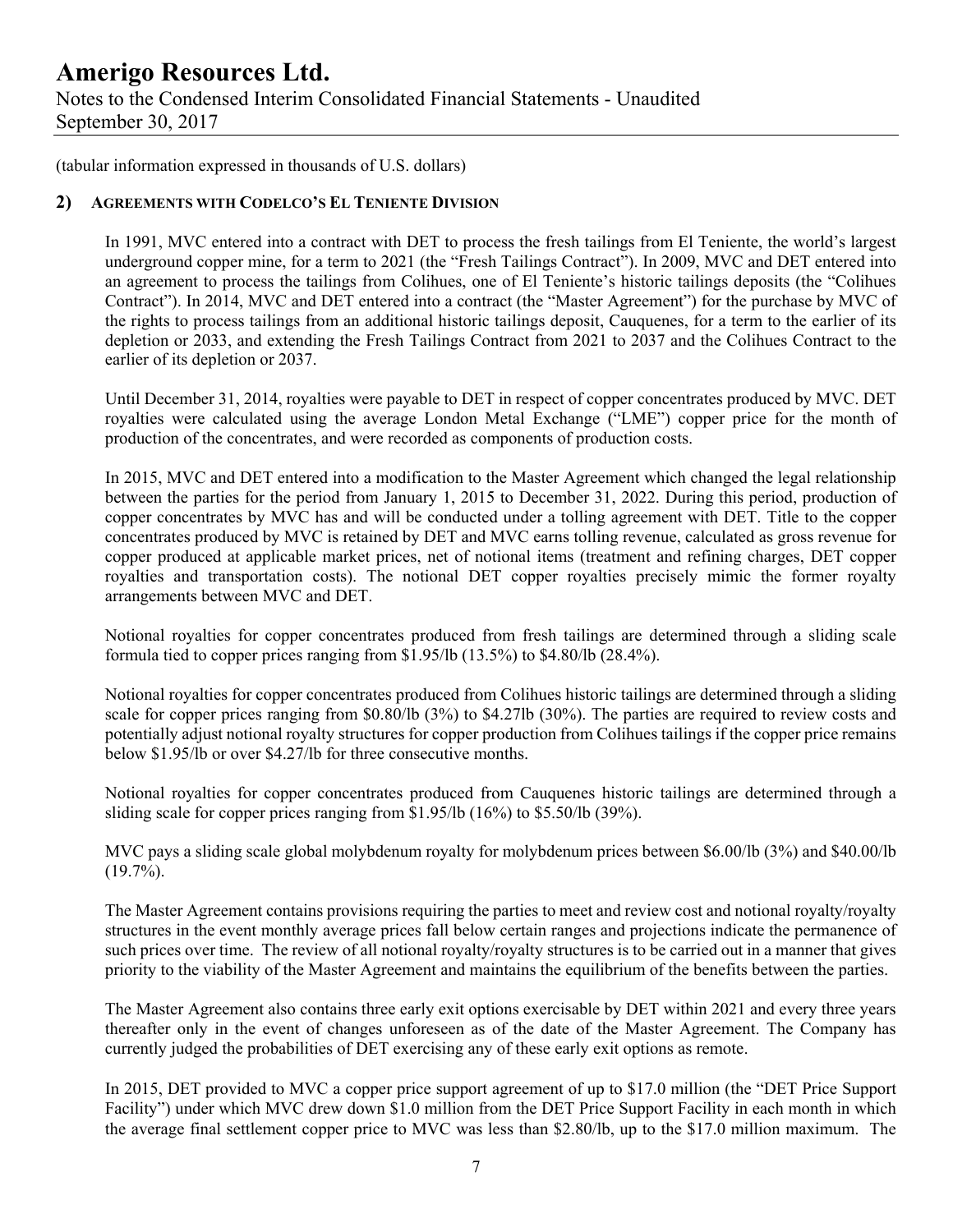(tabular information expressed in thousands of U.S. dollars)

## 2) AGREEMENTS WITH CODELCO'S EL TENIENTE DIVISION

In 1991, MVC entered into a contract with DET to process the fresh tailings from El Teniente, the world's largest underground copper mine, for a term to 2021 (the "Fresh Tailings Contract"). In 2009, MVC and DET entered into an agreement to process the tailings from Colihues, one of El Teniente's historic tailings deposits (the "Colihues Contract"). In 2014, MVC and DET entered into a contract (the "Master Agreement") for the purchase by MVC of the rights to process tailings from an additional historic tailings deposit, Cauquenes, for a term to the earlier of its depletion or 2033, and extending the Fresh Tailings Contract from 2021 to 2037 and the Colihues Contract to the earlier of its depletion or 2037.

Until December 31, 2014, royalties were payable to DET in respect of copper concentrates produced by MVC. DET royalties were calculated using the average London Metal Exchange ("LME") copper price for the month of production of the concentrates, and were recorded as components of production costs.

In 2015, MVC and DET entered into a modification to the Master Agreement which changed the legal relationship between the parties for the period from January 1, 2015 to December 31, 2022. During this period, production of copper concentrates by MVC has and will be conducted under a tolling agreement with DET. Title to the copper concentrates produced by MVC is retained by DET and MVC earns tolling revenue, calculated as gross revenue for copper produced at applicable market prices, net of notional items (treatment and refining charges, DET copper royalties and transportation costs). The notional DET copper royalties precisely mimic the former royalty arrangements between MVC and DET.

Notional royalties for copper concentrates produced from fresh tailings are determined through a sliding scale formula tied to copper prices ranging from $1.95/lb (13.5%) to $4.80/lb (28.4%).

Notional royalties for copper concentrates produced from Colihues historic tailings are determined through a sliding scale for copper prices ranging from $0.80/lb (3%) to $4.27lb (30%). The parties are required to review costs and potentially adjust notional royalty structures for copper production from Colihues tailings if the copper price remains below $1.95/lb or over $4.27/lb for three consecutive months.

Notional royalties for copper concentrates produced from Cauquenes historic tailings are determined through a sliding scale for copper prices ranging from $1.95/lb (16%) to $5.50/lb (39%).

MVC pays a sliding scale global molybdenum royalty for molybdenum prices between $6.00/lb (3%) and $40.00/lb (19.7%).

The Master Agreement contains provisions requiring the parties to meet and review cost and notional royalty/royalty structures in the event monthly average prices fall below certain ranges and projections indicate the permanence of such prices over time. The review of all notional royalty/royalty structures is to be carried out in a manner that gives priority to the viability of the Master Agreement and maintains the equilibrium of the benefits between the parties.

The Master Agreement also contains three early exit options exercisable by DET within 2021 and every three years thereafter only in the event of changes unforeseen as of the date of the Master Agreement. The Company has currently judged the probabilities of DET exercising any of these early exit options as remote.

In 2015, DET provided to MVC a copper price support agreement of up to $17.0 million (the "DET Price Support Facility") under which MVC drew down $1.0 million from the DET Price Support Facility in each month in which the average final settlement copper price to MVC was less than $2.80/lb, up to the $17.0 million maximum. The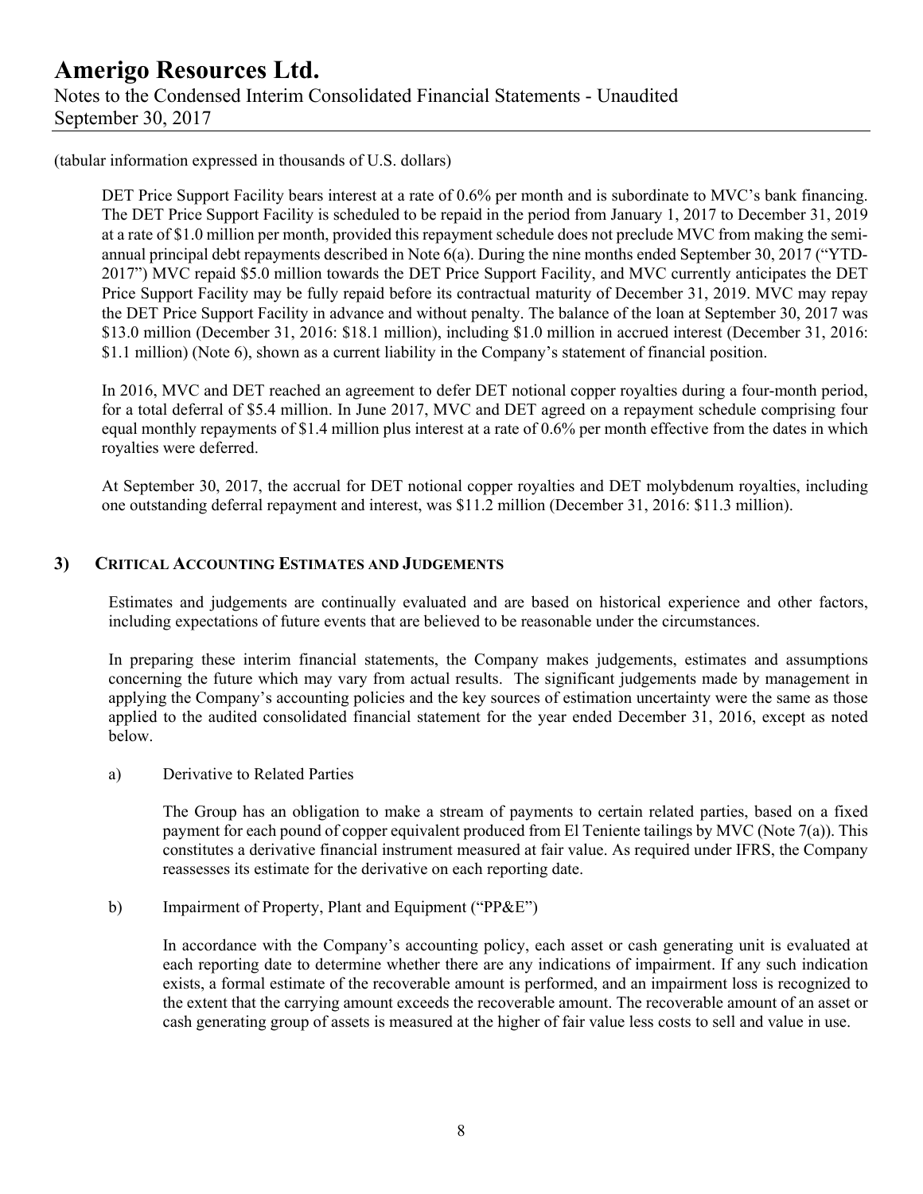(tabular information expressed in thousands of U.S. dollars)

DET Price Support Facility bears interest at a rate of 0.6% per month and is subordinate to MVC's bank financing. The DET Price Support Facility is scheduled to be repaid in the period from January 1, 2017 to December 31, 2019 at a rate of $1.0 million per month, provided this repayment schedule does not preclude MVC from making the semi-annual principal debt repayments described in Note 6(a). During the nine months ended September 30, 2017 ("YTD-2017") MVC repaid $5.0 million towards the DET Price Support Facility, and MVC currently anticipates the DET Price Support Facility may be fully repaid before its contractual maturity of December 31, 2019. MVC may repay the DET Price Support Facility in advance and without penalty. The balance of the loan at September 30, 2017 was $13.0 million (December 31, 2016: $18.1 million), including $1.0 million in accrued interest (December 31, 2016: $1.1 million) (Note 6), shown as a current liability in the Company's statement of financial position.

In 2016, MVC and DET reached an agreement to defer DET notional copper royalties during a four-month period, for a total deferral of $5.4 million. In June 2017, MVC and DET agreed on a repayment schedule comprising four equal monthly repayments of $1.4 million plus interest at a rate of 0.6% per month effective from the dates in which royalties were deferred.

At September 30, 2017, the accrual for DET notional copper royalties and DET molybdenum royalties, including one outstanding deferral repayment and interest, was $11.2 million (December 31, 2016: $11.3 million).

## 3) Critical Accounting Estimates and Judgements

Estimates and judgements are continually evaluated and are based on historical experience and other factors, including expectations of future events that are believed to be reasonable under the circumstances.

In preparing these interim financial statements, the Company makes judgements, estimates and assumptions concerning the future which may vary from actual results. The significant judgements made by management in applying the Company's accounting policies and the key sources of estimation uncertainty were the same as those applied to the audited consolidated financial statement for the year ended December 31, 2016, except as noted below.

a) Derivative to Related Parties

The Group has an obligation to make a stream of payments to certain related parties, based on a fixed payment for each pound of copper equivalent produced from El Teniente tailings by MVC (Note 7(a)). This constitutes a derivative financial instrument measured at fair value. As required under IFRS, the Company reassesses its estimate for the derivative on each reporting date.

b) Impairment of Property, Plant and Equipment ("PP&E")

In accordance with the Company's accounting policy, each asset or cash generating unit is evaluated at each reporting date to determine whether there are any indications of impairment. If any such indication exists, a formal estimate of the recoverable amount is performed, and an impairment loss is recognized to the extent that the carrying amount exceeds the recoverable amount. The recoverable amount of an asset or cash generating group of assets is measured at the higher of fair value less costs to sell and value in use.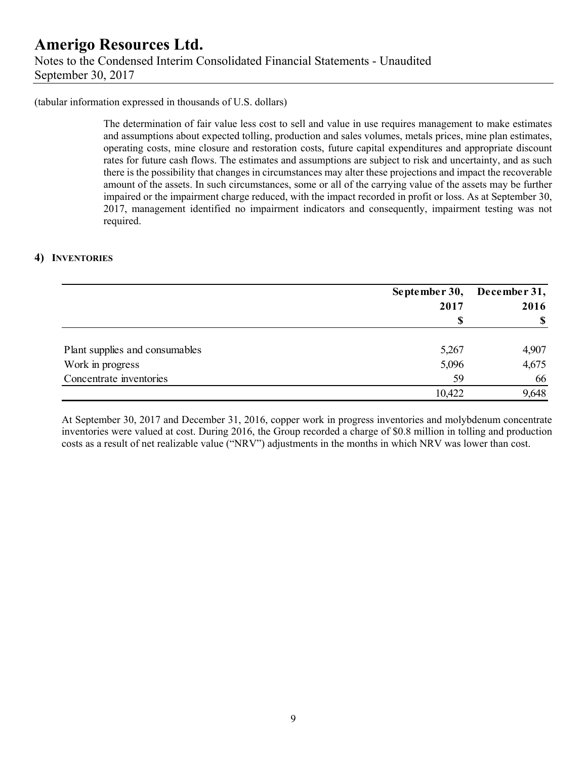(tabular information expressed in thousands of U.S. dollars)

The determination of fair value less cost to sell and value in use requires management to make estimates and assumptions about expected tolling, production and sales volumes, metals prices, mine plan estimates, operating costs, mine closure and restoration costs, future capital expenditures and appropriate discount rates for future cash flows. The estimates and assumptions are subject to risk and uncertainty, and as such there is the possibility that changes in circumstances may alter these projections and impact the recoverable amount of the assets. In such circumstances, some or all of the carrying value of the assets may be further impaired or the impairment charge reduced, with the impact recorded in profit or loss. As at September 30, 2017, management identified no impairment indicators and consequently, impairment testing was not required.

## 4) INVENTORIES

| | September 30, 2017 | December 31, 2016 |
|---|---|---|
| | $ | $ |
| Plant supplies and consumables | 5,267 | 4,907 |
| Work in progress | 5,096 | 4,675 |
| Concentrate inventories | 59 | 66 |
| | 10,422 | 9,648 |

At September 30, 2017 and December 31, 2016, copper work in progress inventories and molybdenum concentrate inventories were valued at cost. During 2016, the Group recorded a charge of $0.8 million in tolling and production costs as a result of net realizable value ("NRV") adjustments in the months in which NRV was lower than cost.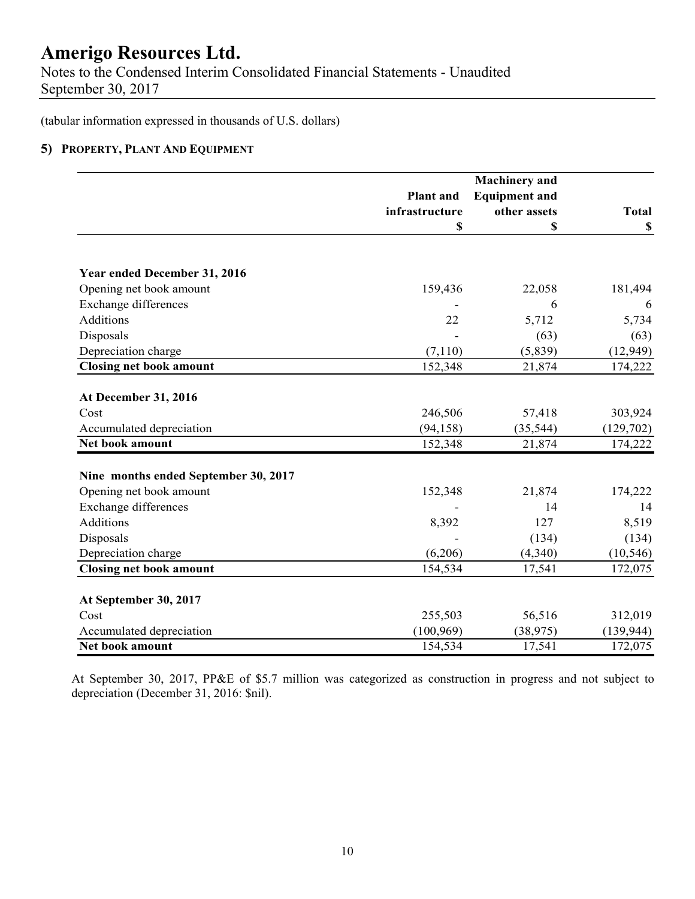(tabular information expressed in thousands of U.S. dollars)

## 5) PROPERTY, PLANT AND EQUIPMENT

| | Plant and infrastructure $ | Machinery and Equipment and other assets $ | Total $ |
|---|---|---|---|
| **Year ended December 31, 2016** | | | |
| Opening net book amount | 159,436 | 22,058 | 181,494 |
| Exchange differences | - | 6 | 6 |
| Additions | 22 | 5,712 | 5,734 |
| Disposals | - | (63) | (63) |
| Depreciation charge | (7,110) | (5,839) | (12,949) |
| **Closing net book amount** | 152,348 | 21,874 | 174,222 |
| **At December 31, 2016** | | | |
| Cost | 246,506 | 57,418 | 303,924 |
| Accumulated depreciation | (94,158) | (35,544) | (129,702) |
| **Net book amount** | 152,348 | 21,874 | 174,222 |
| **Nine months ended September 30, 2017** | | | |
| Opening net book amount | 152,348 | 21,874 | 174,222 |
| Exchange differences | - | 14 | 14 |
| Additions | 8,392 | 127 | 8,519 |
| Disposals | - | (134) | (134) |
| Depreciation charge | (6,206) | (4,340) | (10,546) |
| **Closing net book amount** | 154,534 | 17,541 | 172,075 |
| **At September 30, 2017** | | | |
| Cost | 255,503 | 56,516 | 312,019 |
| Accumulated depreciation | (100,969) | (38,975) | (139,944) |
| **Net book amount** | 154,534 | 17,541 | 172,075 |

At September 30, 2017, PP&E of $5.7 million was categorized as construction in progress and not subject to depreciation (December 31, 2016: $nil).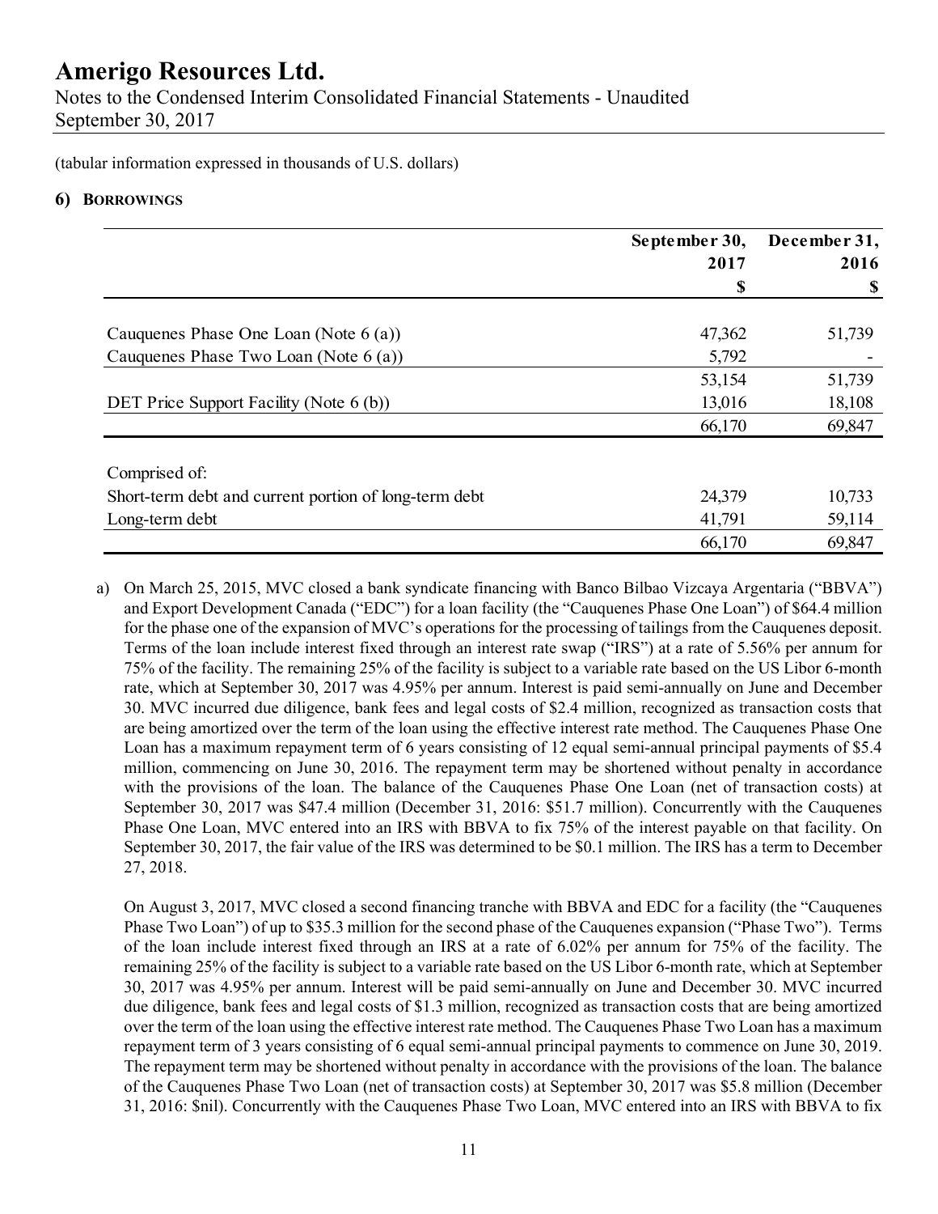(tabular information expressed in thousands of U.S. dollars)

## 6) Borrowings

| | September 30, 2017 $ | December 31, 2016 $ |
|---|---|---|
| Cauquenes Phase One Loan (Note 6 (a)) | 47,362 | 51,739 |
| Cauquenes Phase Two Loan (Note 6 (a)) | 5,792 | - |
| | 53,154 | 51,739 |
| DET Price Support Facility (Note 6 (b)) | 13,016 | 18,108 |
| | 66,170 | 69,847 |
| Comprised of: | | |
| Short-term debt and current portion of long-term debt | 24,379 | 10,733 |
| Long-term debt | 41,791 | 59,114 |
| | 66,170 | 69,847 |

a) On March 25, 2015, MVC closed a bank syndicate financing with Banco Bilbao Vizcaya Argentaria ("BBVA") and Export Development Canada ("EDC") for a loan facility (the "Cauquenes Phase One Loan") of $64.4 million for the phase one of the expansion of MVC's operations for the processing of tailings from the Cauquenes deposit. Terms of the loan include interest fixed through an interest rate swap ("IRS") at a rate of 5.56% per annum for 75% of the facility. The remaining 25% of the facility is subject to a variable rate based on the US Libor 6-month rate, which at September 30, 2017 was 4.95% per annum. Interest is paid semi-annually on June and December 30. MVC incurred due diligence, bank fees and legal costs of $2.4 million, recognized as transaction costs that are being amortized over the term of the loan using the effective interest rate method. The Cauquenes Phase One Loan has a maximum repayment term of 6 years consisting of 12 equal semi-annual principal payments of $5.4 million, commencing on June 30, 2016. The repayment term may be shortened without penalty in accordance with the provisions of the loan. The balance of the Cauquenes Phase One Loan (net of transaction costs) at September 30, 2017 was $47.4 million (December 31, 2016: $51.7 million). Concurrently with the Cauquenes Phase One Loan, MVC entered into an IRS with BBVA to fix 75% of the interest payable on that facility. On September 30, 2017, the fair value of the IRS was determined to be $0.1 million. The IRS has a term to December 27, 2018.

On August 3, 2017, MVC closed a second financing tranche with BBVA and EDC for a facility (the "Cauquenes Phase Two Loan") of up to $35.3 million for the second phase of the Cauquenes expansion ("Phase Two"). Terms of the loan include interest fixed through an IRS at a rate of 6.02% per annum for 75% of the facility. The remaining 25% of the facility is subject to a variable rate based on the US Libor 6-month rate, which at September 30, 2017 was 4.95% per annum. Interest will be paid semi-annually on June and December 30. MVC incurred due diligence, bank fees and legal costs of $1.3 million, recognized as transaction costs that are being amortized over the term of the loan using the effective interest rate method. The Cauquenes Phase Two Loan has a maximum repayment term of 3 years consisting of 6 equal semi-annual principal payments to commence on June 30, 2019. The repayment term may be shortened without penalty in accordance with the provisions of the loan. The balance of the Cauquenes Phase Two Loan (net of transaction costs) at September 30, 2017 was $5.8 million (December 31, 2016: $nil). Concurrently with the Cauquenes Phase Two Loan, MVC entered into an IRS with BBVA to fix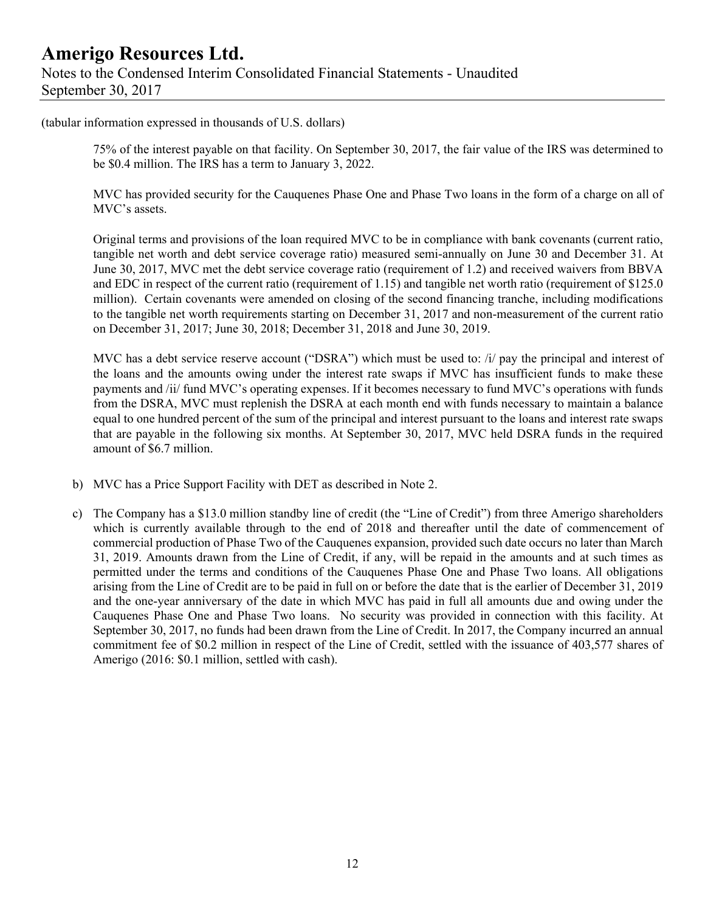(tabular information expressed in thousands of U.S. dollars)

75% of the interest payable on that facility. On September 30, 2017, the fair value of the IRS was determined to be $0.4 million. The IRS has a term to January 3, 2022.

MVC has provided security for the Cauquenes Phase One and Phase Two loans in the form of a charge on all of MVC's assets.

Original terms and provisions of the loan required MVC to be in compliance with bank covenants (current ratio, tangible net worth and debt service coverage ratio) measured semi-annually on June 30 and December 31. At June 30, 2017, MVC met the debt service coverage ratio (requirement of 1.2) and received waivers from BBVA and EDC in respect of the current ratio (requirement of 1.15) and tangible net worth ratio (requirement of $125.0 million). Certain covenants were amended on closing of the second financing tranche, including modifications to the tangible net worth requirements starting on December 31, 2017 and non-measurement of the current ratio on December 31, 2017; June 30, 2018; December 31, 2018 and June 30, 2019.

MVC has a debt service reserve account ("DSRA") which must be used to: /i/ pay the principal and interest of the loans and the amounts owing under the interest rate swaps if MVC has insufficient funds to make these payments and /ii/ fund MVC's operating expenses. If it becomes necessary to fund MVC's operations with funds from the DSRA, MVC must replenish the DSRA at each month end with funds necessary to maintain a balance equal to one hundred percent of the sum of the principal and interest pursuant to the loans and interest rate swaps that are payable in the following six months. At September 30, 2017, MVC held DSRA funds in the required amount of $6.7 million.

b) MVC has a Price Support Facility with DET as described in Note 2.

c) The Company has a $13.0 million standby line of credit (the "Line of Credit") from three Amerigo shareholders which is currently available through to the end of 2018 and thereafter until the date of commencement of commercial production of Phase Two of the Cauquenes expansion, provided such date occurs no later than March 31, 2019. Amounts drawn from the Line of Credit, if any, will be repaid in the amounts and at such times as permitted under the terms and conditions of the Cauquenes Phase One and Phase Two loans. All obligations arising from the Line of Credit are to be paid in full on or before the date that is the earlier of December 31, 2019 and the one-year anniversary of the date in which MVC has paid in full all amounts due and owing under the Cauquenes Phase One and Phase Two loans. No security was provided in connection with this facility. At September 30, 2017, no funds had been drawn from the Line of Credit. In 2017, the Company incurred an annual commitment fee of $0.2 million in respect of the Line of Credit, settled with the issuance of 403,577 shares of Amerigo (2016: $0.1 million, settled with cash).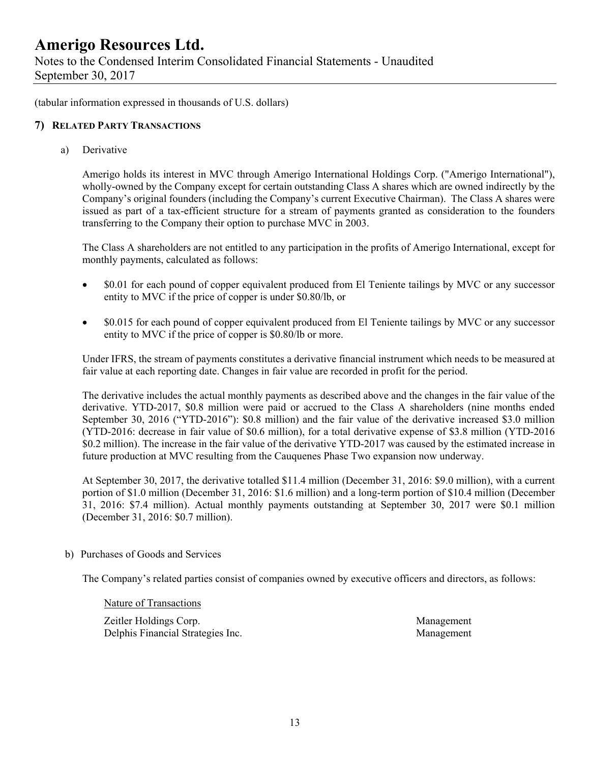(tabular information expressed in thousands of U.S. dollars)

## 7) RELATED PARTY TRANSACTIONS

a) Derivative

Amerigo holds its interest in MVC through Amerigo International Holdings Corp. ("Amerigo International"), wholly-owned by the Company except for certain outstanding Class A shares which are owned indirectly by the Company's original founders (including the Company's current Executive Chairman). The Class A shares were issued as part of a tax-efficient structure for a stream of payments granted as consideration to the founders transferring to the Company their option to purchase MVC in 2003.

The Class A shareholders are not entitled to any participation in the profits of Amerigo International, except for monthly payments, calculated as follows:

- $0.01 for each pound of copper equivalent produced from El Teniente tailings by MVC or any successor entity to MVC if the price of copper is under $0.80/lb, or
- $0.015 for each pound of copper equivalent produced from El Teniente tailings by MVC or any successor entity to MVC if the price of copper is $0.80/lb or more.

Under IFRS, the stream of payments constitutes a derivative financial instrument which needs to be measured at fair value at each reporting date. Changes in fair value are recorded in profit for the period.

The derivative includes the actual monthly payments as described above and the changes in the fair value of the derivative. YTD-2017, $0.8 million were paid or accrued to the Class A shareholders (nine months ended September 30, 2016 ("YTD-2016"): $0.8 million) and the fair value of the derivative increased $3.0 million (YTD-2016: decrease in fair value of $0.6 million), for a total derivative expense of $3.8 million (YTD-2016 $0.2 million). The increase in the fair value of the derivative YTD-2017 was caused by the estimated increase in future production at MVC resulting from the Cauquenes Phase Two expansion now underway.

At September 30, 2017, the derivative totalled $11.4 million (December 31, 2016: $9.0 million), with a current portion of $1.0 million (December 31, 2016: $1.6 million) and a long-term portion of $10.4 million (December 31, 2016: $7.4 million). Actual monthly payments outstanding at September 30, 2017 were $0.1 million (December 31, 2016: $0.7 million).

b) Purchases of Goods and Services

The Company's related parties consist of companies owned by executive officers and directors, as follows:

| | Nature of Transactions |
|---|---|
| Zeitler Holdings Corp. | Management |
| Delphis Financial Strategies Inc. | Management |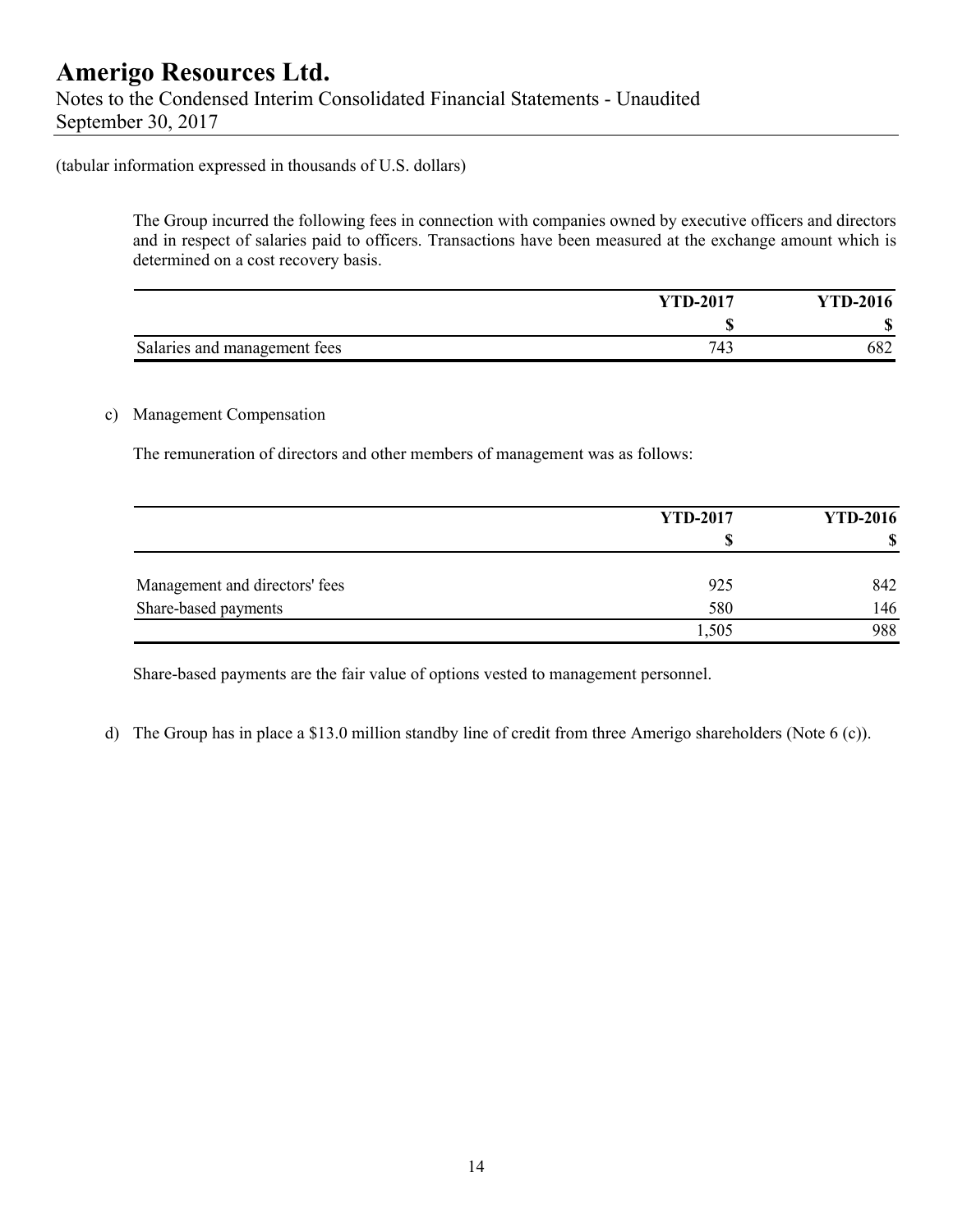(tabular information expressed in thousands of U.S. dollars)

The Group incurred the following fees in connection with companies owned by executive officers and directors and in respect of salaries paid to officers. Transactions have been measured at the exchange amount which is determined on a cost recovery basis.

| | YTD-2017 | YTD-2016 |
|---|---|---|
| | $ | $ |
| Salaries and management fees | 743 | 682 |

c) Management Compensation

The remuneration of directors and other members of management was as follows:

| | YTD-2017 | YTD-2016 |
|---|---|---|
| | $ | $ |
| Management and directors' fees | 925 | 842 |
| Share-based payments | 580 | 146 |
| | 1,505 | 988 |

Share-based payments are the fair value of options vested to management personnel.

d) The Group has in place a $13.0 million standby line of credit from three Amerigo shareholders (Note 6 (c)).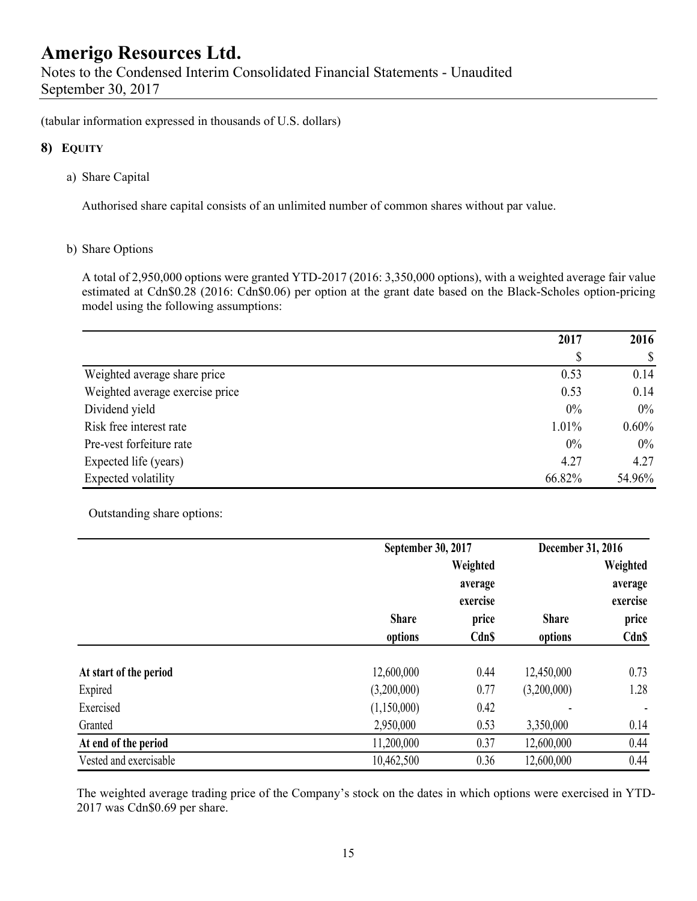(tabular information expressed in thousands of U.S. dollars)

## 8) EQUITY

a) Share Capital

Authorised share capital consists of an unlimited number of common shares without par value.

b) Share Options

A total of 2,950,000 options were granted YTD-2017 (2016: 3,350,000 options), with a weighted average fair value estimated at Cdn$0.28 (2016: Cdn$0.06) per option at the grant date based on the Black-Scholes option-pricing model using the following assumptions:

| | 2017 | 2016 |
|---|---|---|
| | $ | $ |
| Weighted average share price | 0.53 | 0.14 |
| Weighted average exercise price | 0.53 | 0.14 |
| Dividend yield | 0% | 0% |
| Risk free interest rate | 1.01% | 0.60% |
| Pre-vest forfeiture rate | 0% | 0% |
| Expected life (years) | 4.27 | 4.27 |
| Expected volatility | 66.82% | 54.96% |

Outstanding share options:

| | September 30, 2017 | | December 31, 2016 | |
|---|---|---|---|---|
| | Share options | Weighted average exercise price Cdn$ | Share options | Weighted average exercise price Cdn$ |
| **At start of the period** | 12,600,000 | 0.44 | 12,450,000 | 0.73 |
| Expired | (3,200,000) | 0.77 | (3,200,000) | 1.28 |
| Exercised | (1,150,000) | 0.42 | - | - |
| Granted | 2,950,000 | 0.53 | 3,350,000 | 0.14 |
| **At end of the period** | 11,200,000 | 0.37 | 12,600,000 | 0.44 |
| Vested and exercisable | 10,462,500 | 0.36 | 12,600,000 | 0.44 |

The weighted average trading price of the Company's stock on the dates in which options were exercised in YTD-2017 was Cdn$0.69 per share.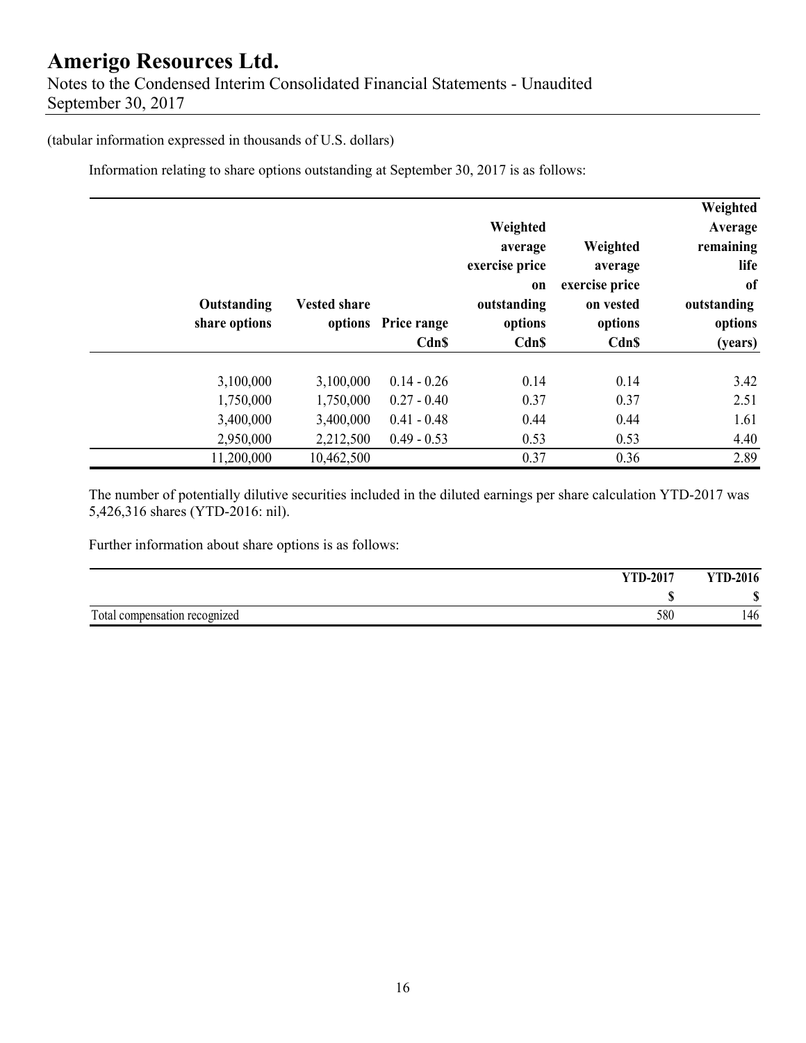(tabular information expressed in thousands of U.S. dollars)

Information relating to share options outstanding at September 30, 2017 is as follows:

| Outstanding share options | Vested share options | Price range Cdn$ | Weighted average exercise price on outstanding options Cdn$ | Weighted average exercise price on vested options Cdn$ | Weighted Average remaining life of outstanding options (years) |
|---|---|---|---|---|---|
| 3,100,000 | 3,100,000 | 0.14 - 0.26 | 0.14 | 0.14 | 3.42 |
| 1,750,000 | 1,750,000 | 0.27 - 0.40 | 0.37 | 0.37 | 2.51 |
| 3,400,000 | 3,400,000 | 0.41 - 0.48 | 0.44 | 0.44 | 1.61 |
| 2,950,000 | 2,212,500 | 0.49 - 0.53 | 0.53 | 0.53 | 4.40 |
| 11,200,000 | 10,462,500 | | 0.37 | 0.36 | 2.89 |

The number of potentially dilutive securities included in the diluted earnings per share calculation YTD-2017 was 5,426,316 shares (YTD-2016: nil).

Further information about share options is as follows:

| | YTD-2017 | YTD-2016 |
|---|---|---|
| | $ | $ |
| Total compensation recognized | 580 | 146 |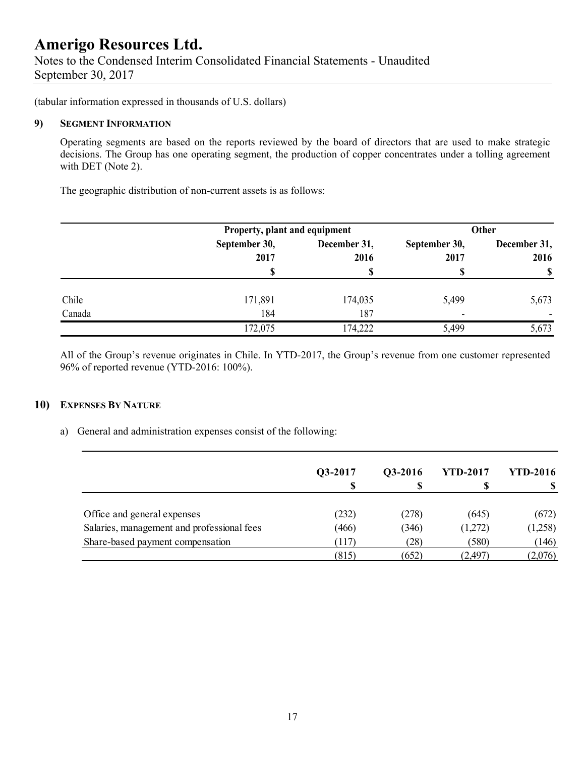(tabular information expressed in thousands of U.S. dollars)

## 9) SEGMENT INFORMATION

Operating segments are based on the reports reviewed by the board of directors that are used to make strategic decisions. The Group has one operating segment, the production of copper concentrates under a tolling agreement with DET (Note 2).

The geographic distribution of non-current assets is as follows:

| | Property, plant and equipment | | Other | |
|---|---|---|---|---|
| | September 30, 2017 | December 31, 2016 | September 30, 2017 | December 31, 2016 |
| | $ | $ | $ | $ |
| Chile | 171,891 | 174,035 | 5,499 | 5,673 |
| Canada | 184 | 187 | - | - |
| | 172,075 | 174,222 | 5,499 | 5,673 |

All of the Group's revenue originates in Chile. In YTD-2017, the Group's revenue from one customer represented 96% of reported revenue (YTD-2016: 100%).

## 10) EXPENSES BY NATURE

a) General and administration expenses consist of the following:

| | Q3-2017 | Q3-2016 | YTD-2017 | YTD-2016 |
|---|---|---|---|---|
| | $ | $ | $ | $ |
| Office and general expenses | (232) | (278) | (645) | (672) |
| Salaries, management and professional fees | (466) | (346) | (1,272) | (1,258) |
| Share-based payment compensation | (117) | (28) | (580) | (146) |
| | (815) | (652) | (2,497) | (2,076) |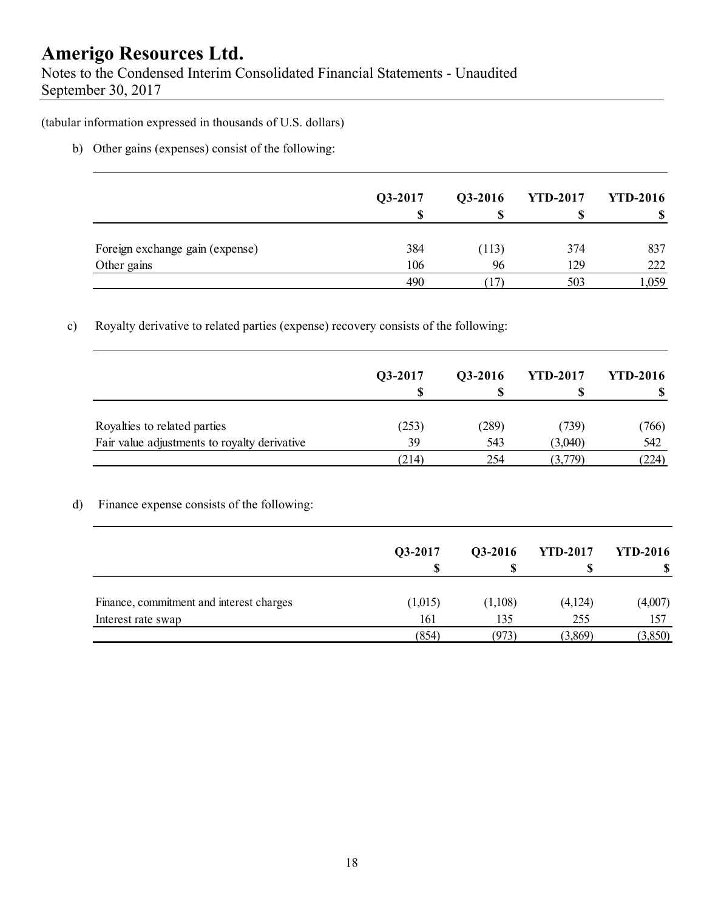(tabular information expressed in thousands of U.S. dollars)

b) Other gains (expenses) consist of the following:

| | Q3-2017 | Q3-2016 | YTD-2017 | YTD-2016 |
|---|---|---|---|---|
| | $ | $ | $ | $ |
| Foreign exchange gain (expense) | 384 | (113) | 374 | 837 |
| Other gains | 106 | 96 | 129 | 222 |
| | 490 | (17) | 503 | 1,059 |

c) Royalty derivative to related parties (expense) recovery consists of the following:

| | Q3-2017 | Q3-2016 | YTD-2017 | YTD-2016 |
|---|---|---|---|---|
| | $ | $ | $ | $ |
| Royalties to related parties | (253) | (289) | (739) | (766) |
| Fair value adjustments to royalty derivative | 39 | 543 | (3,040) | 542 |
| | (214) | 254 | (3,779) | (224) |

d) Finance expense consists of the following:

| | Q3-2017 | Q3-2016 | YTD-2017 | YTD-2016 |
|---|---|---|---|---|
| | $ | $ | $ | $ |
| Finance, commitment and interest charges | (1,015) | (1,108) | (4,124) | (4,007) |
| Interest rate swap | 161 | 135 | 255 | 157 |
| | (854) | (973) | (3,869) | (3,850) |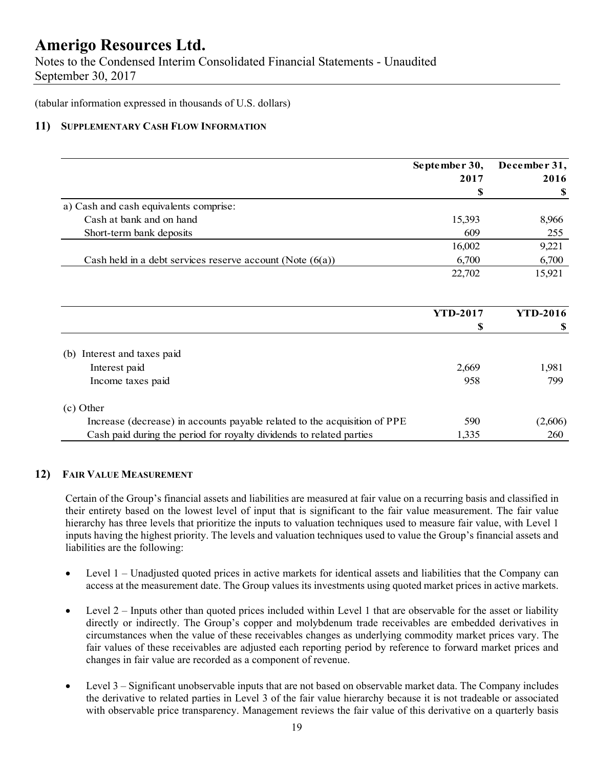(tabular information expressed in thousands of U.S. dollars)

## 11) SUPPLEMENTARY CASH FLOW INFORMATION

| | September 30, 2017 | December 31, 2016 |
|---|---|---|
| | $ | $ |
| a) Cash and cash equivalents comprise: | | |
| Cash at bank and on hand | 15,393 | 8,966 |
| Short-term bank deposits | 609 | 255 |
| | 16,002 | 9,221 |
| Cash held in a debt services reserve account (Note (6(a)) | 6,700 | 6,700 |
| | 22,702 | 15,921 |

| | YTD-2017 | YTD-2016 |
|---|---|---|
| | $ | $ |
| (b) Interest and taxes paid | | |
| Interest paid | 2,669 | 1,981 |
| Income taxes paid | 958 | 799 |
| (c) Other | | |
| Increase (decrease) in accounts payable related to the acquisition of PPE | 590 | (2,606) |
| Cash paid during the period for royalty dividends to related parties | 1,335 | 260 |

## 12) FAIR VALUE MEASUREMENT

Certain of the Group's financial assets and liabilities are measured at fair value on a recurring basis and classified in their entirety based on the lowest level of input that is significant to the fair value measurement. The fair value hierarchy has three levels that prioritize the inputs to valuation techniques used to measure fair value, with Level 1 inputs having the highest priority. The levels and valuation techniques used to value the Group's financial assets and liabilities are the following:

- Level 1 – Unadjusted quoted prices in active markets for identical assets and liabilities that the Company can access at the measurement date. The Group values its investments using quoted market prices in active markets.

- Level 2 – Inputs other than quoted prices included within Level 1 that are observable for the asset or liability directly or indirectly. The Group's copper and molybdenum trade receivables are embedded derivatives in circumstances when the value of these receivables changes as underlying commodity market prices vary. The fair values of these receivables are adjusted each reporting period by reference to forward market prices and changes in fair value are recorded as a component of revenue.

- Level 3 – Significant unobservable inputs that are not based on observable market data. The Company includes the derivative to related parties in Level 3 of the fair value hierarchy because it is not tradeable or associated with observable price transparency. Management reviews the fair value of this derivative on a quarterly basis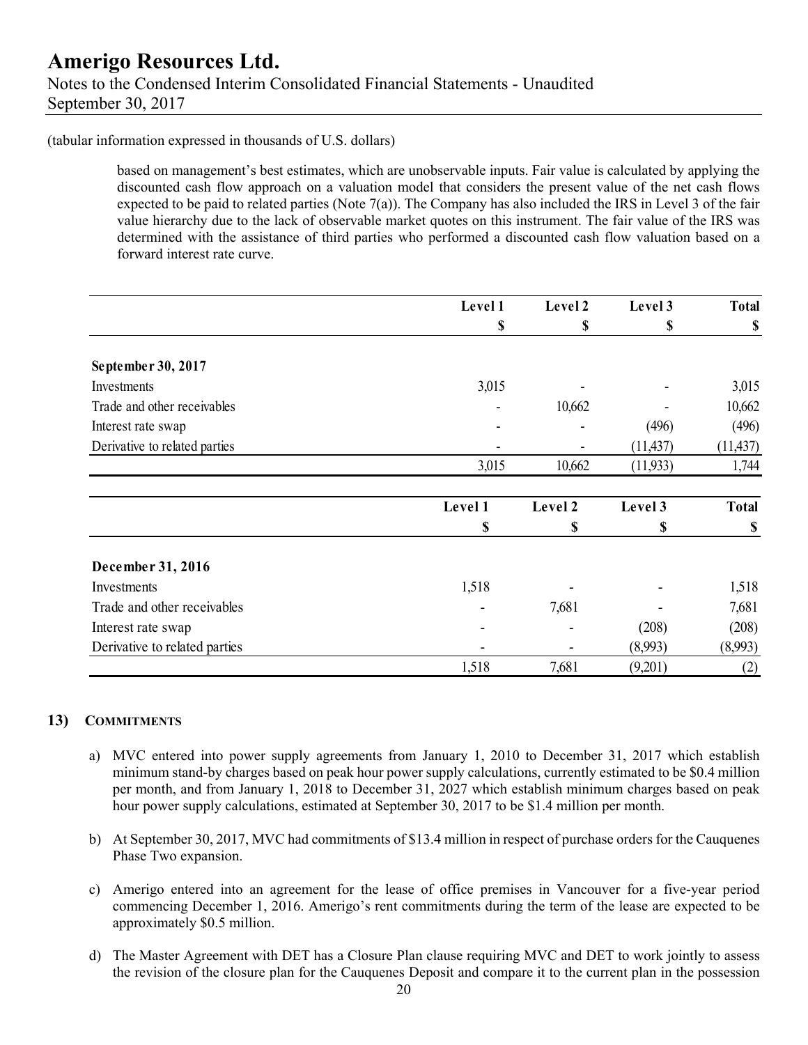(tabular information expressed in thousands of U.S. dollars)

based on management's best estimates, which are unobservable inputs. Fair value is calculated by applying the discounted cash flow approach on a valuation model that considers the present value of the net cash flows expected to be paid to related parties (Note 7(a)). The Company has also included the IRS in Level 3 of the fair value hierarchy due to the lack of observable market quotes on this instrument. The fair value of the IRS was determined with the assistance of third parties who performed a discounted cash flow valuation based on a forward interest rate curve.

| | Level 1 | Level 2 | Level 3 | Total |
|---|---|---|---|---|
| | $ | $ | $ | $ |
| **September 30, 2017** | | | | |
| Investments | 3,015 | - | - | 3,015 |
| Trade and other receivables | - | 10,662 | - | 10,662 |
| Interest rate swap | - | - | (496) | (496) |
| Derivative to related parties | - | - | (11,437) | (11,437) |
| | 3,015 | 10,662 | (11,933) | 1,744 |

| | Level 1 | Level 2 | Level 3 | Total |
|---|---|---|---|---|
| | $ | $ | $ | $ |
| **December 31, 2016** | | | | |
| Investments | 1,518 | - | - | 1,518 |
| Trade and other receivables | - | 7,681 | - | 7,681 |
| Interest rate swap | - | - | (208) | (208) |
| Derivative to related parties | - | - | (8,993) | (8,993) |
| | 1,518 | 7,681 | (9,201) | (2) |

## 13) COMMITMENTS

a) MVC entered into power supply agreements from January 1, 2010 to December 31, 2017 which establish minimum stand-by charges based on peak hour power supply calculations, currently estimated to be $0.4 million per month, and from January 1, 2018 to December 31, 2027 which establish minimum charges based on peak hour power supply calculations, estimated at September 30, 2017 to be $1.4 million per month.

b) At September 30, 2017, MVC had commitments of $13.4 million in respect of purchase orders for the Cauquenes Phase Two expansion.

c) Amerigo entered into an agreement for the lease of office premises in Vancouver for a five-year period commencing December 1, 2016. Amerigo's rent commitments during the term of the lease are expected to be approximately $0.5 million.

d) The Master Agreement with DET has a Closure Plan clause requiring MVC and DET to work jointly to assess the revision of the closure plan for the Cauquenes Deposit and compare it to the current plan in the possession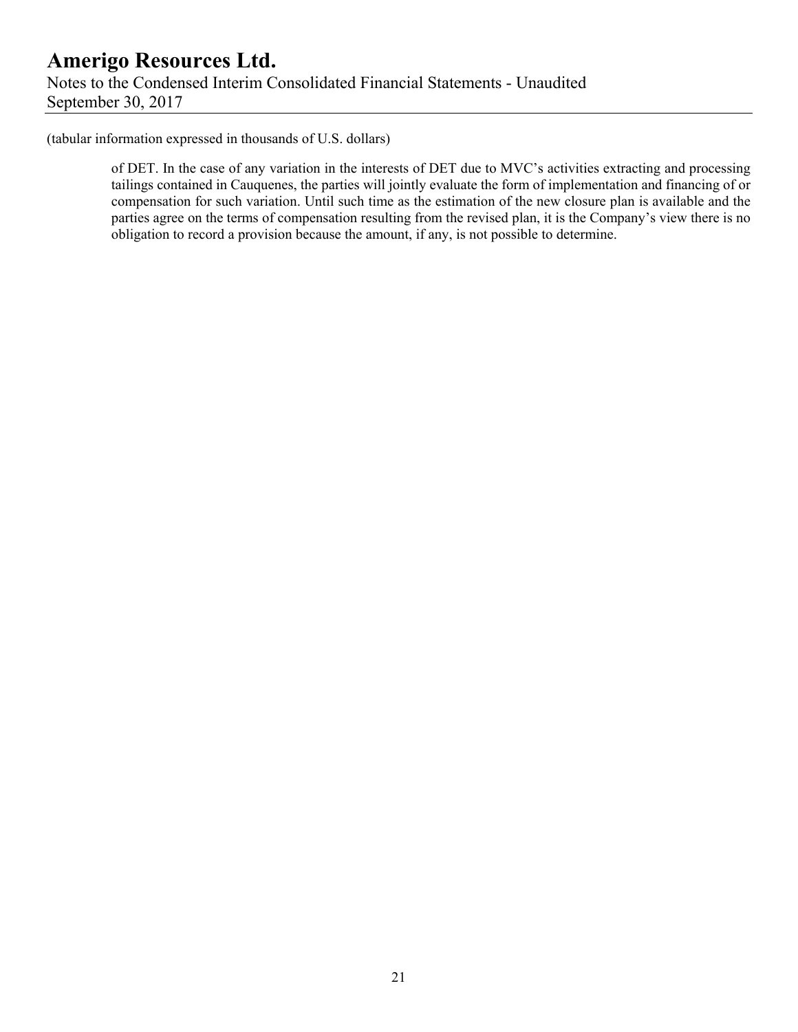(tabular information expressed in thousands of U.S. dollars)

of DET. In the case of any variation in the interests of DET due to MVC's activities extracting and processing tailings contained in Cauquenes, the parties will jointly evaluate the form of implementation and financing of or compensation for such variation. Until such time as the estimation of the new closure plan is available and the parties agree on the terms of compensation resulting from the revised plan, it is the Company's view there is no obligation to record a provision because the amount, if any, is not possible to determine.